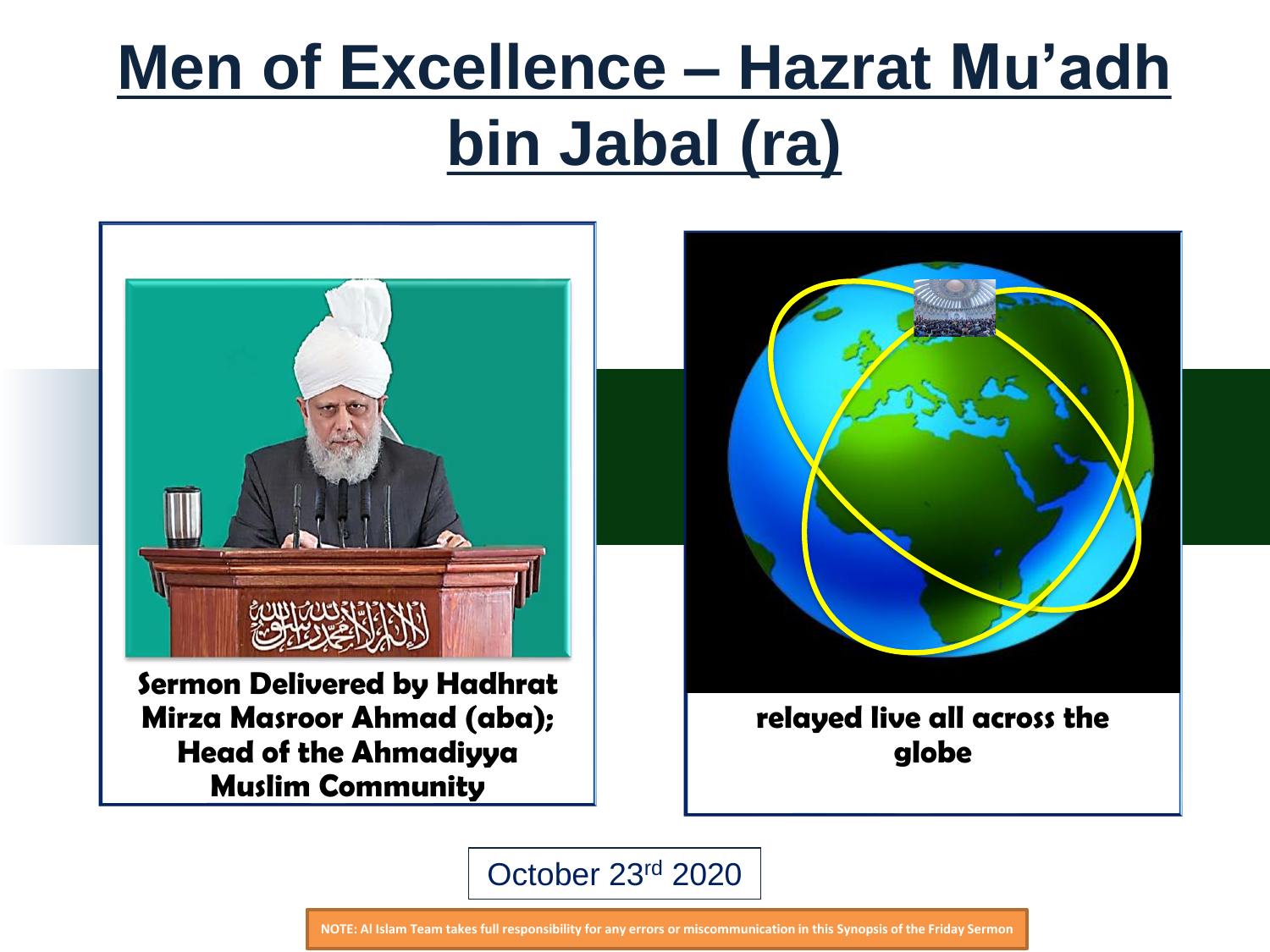# Men of Excellence – Hazrat Mu'adh bin Jabal (ra)

**Sermon Delivered by Hadhrat Mirza Masroor Ahmad (aba); Head of the Ahmadiyya Muslim Community**

**relayed live all across the globe**

October 23rd 2020

**NOTE: Al Islam Team takes full responsibility for any errors or miscommunication in this Synopsis of the Friday Sermon**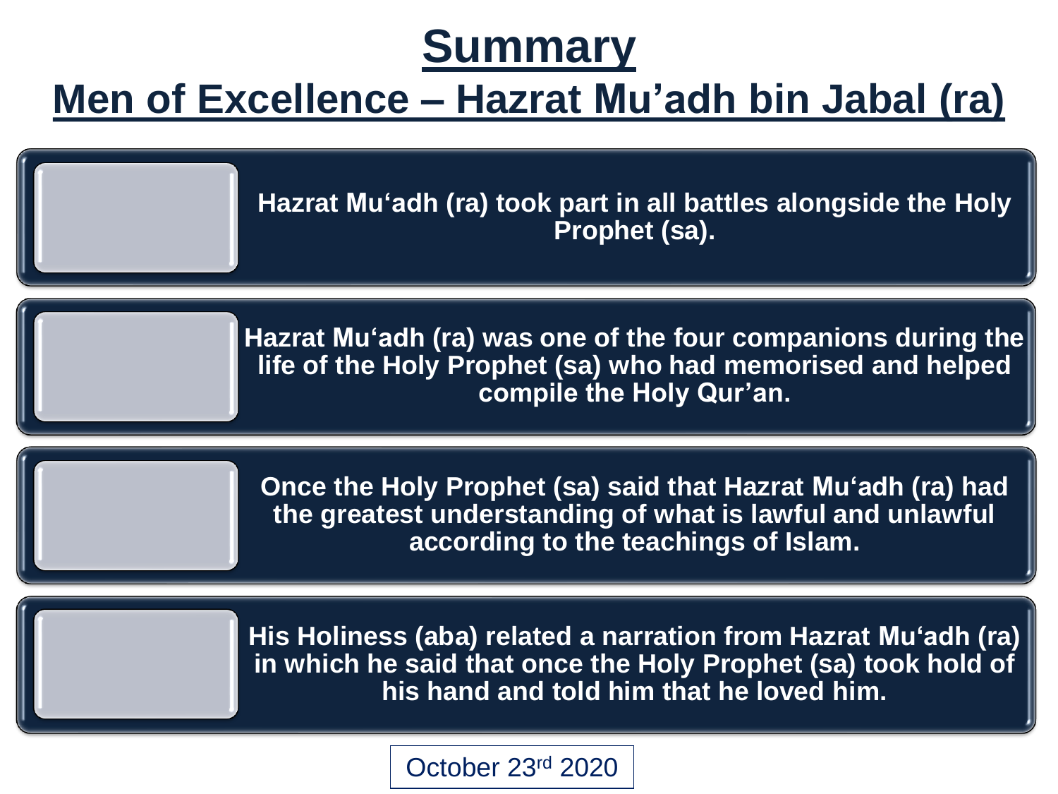# Summary

## Men of Excellence – Hazrat Mu’adh bin Jabal (ra)

**Hazrat Mu‘adh (ra) took part in all battles alongside the Holy Prophet (sa).**

**Hazrat Mu‘adh (ra) was one of the four companions during the life of the Holy Prophet (sa) who had memorised and helped compile the Holy Qur’an.**

**Once the Holy Prophet (sa) said that Hazrat Mu‘adh (ra) had the greatest understanding of what is lawful and unlawful according to the teachings of Islam.**

**His Holiness (aba) related a narration from Hazrat Mu‘adh (ra) in which he said that once the Holy Prophet (sa) took hold of his hand and told him that he loved him.**

October 23rd 2020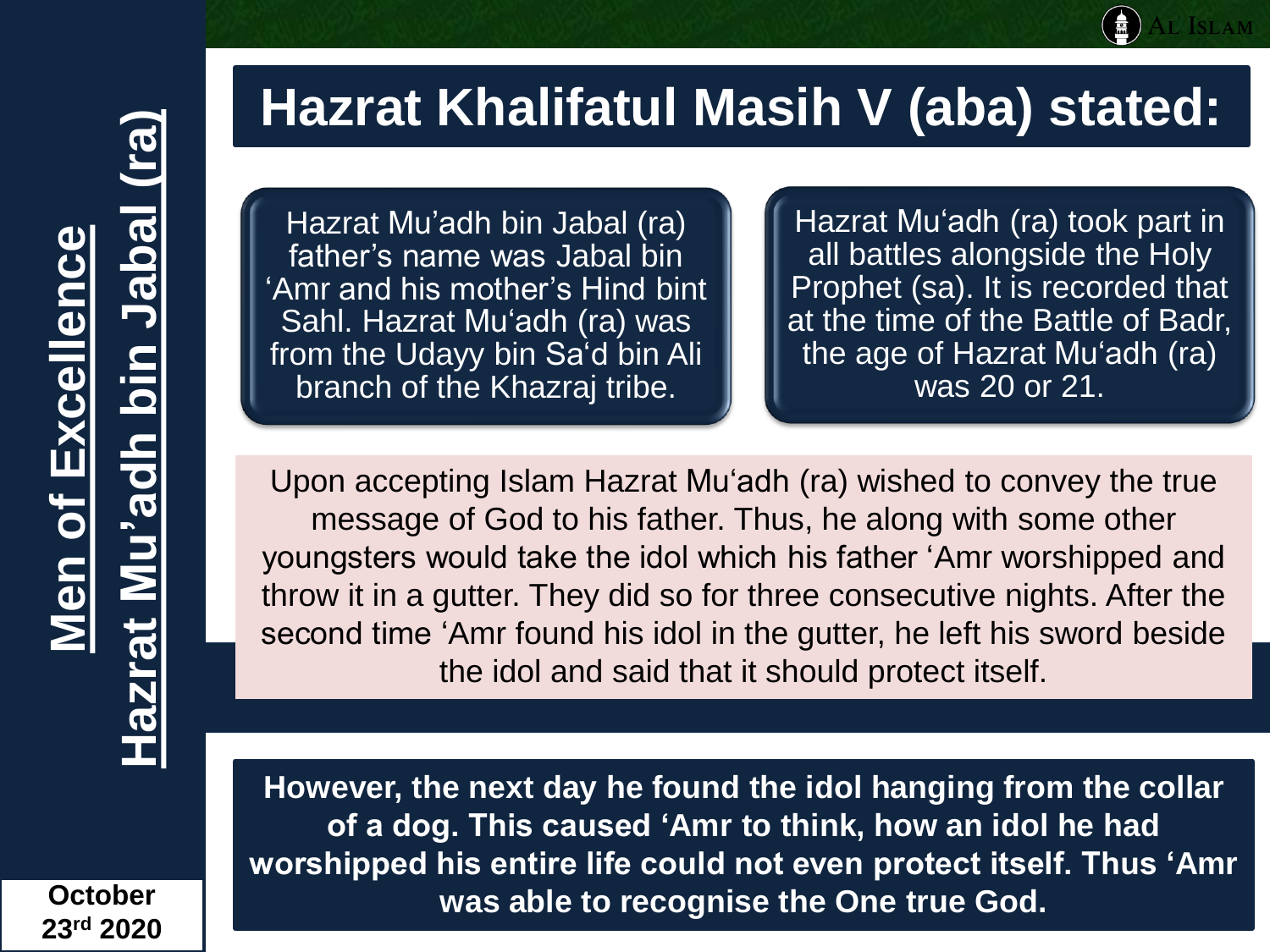# Hazrat Khalifatul Masih V (aba) stated:

**Men of Excellence**

**Hazrat Mu'adh bin Jabal (ra)**

Hazrat Mu'adh bin Jabal (ra) father's name was Jabal bin 'Amr and his mother's Hind bint Sahl. Hazrat Mu'adh (ra) was from the Udayy bin Sa'd bin Ali branch of the Khazraj tribe.

Hazrat Mu'adh (ra) took part in all battles alongside the Holy Prophet (sa). It is recorded that at the time of the Battle of Badr, the age of Hazrat Mu'adh (ra) was 20 or 21.

Upon accepting Islam Hazrat Mu'adh (ra) wished to convey the true message of God to his father. Thus, he along with some other youngsters would take the idol which his father 'Amr worshipped and throw it in a gutter. They did so for three consecutive nights. After the second time 'Amr found his idol in the gutter, he left his sword beside the idol and said that it should protect itself.

**However, the next day he found the idol hanging from the collar of a dog. This caused 'Amr to think, how an idol he had worshipped his entire life could not even protect itself. Thus 'Amr was able to recognise the One true God.**

**October 23rd 2020**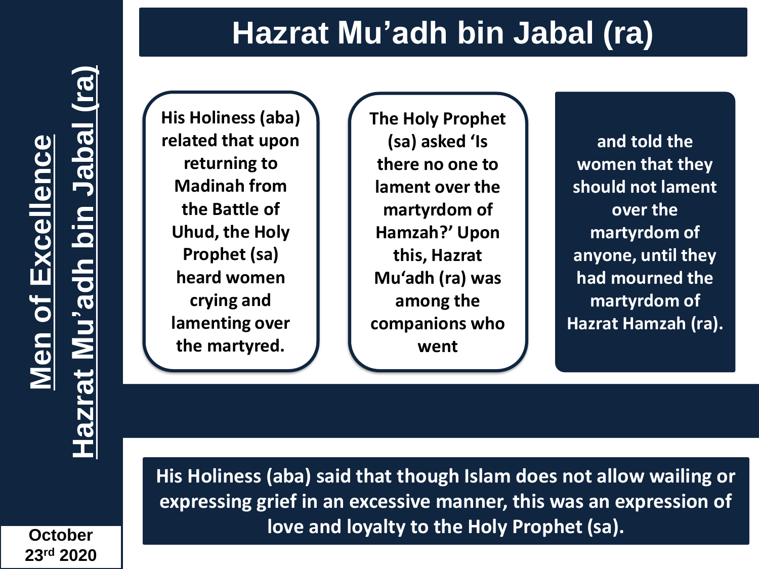# Hazrat Mu’adh bin Jabal (ra)

His Holiness (aba) related that upon returning to Madinah from the Battle of Uhud, the Holy Prophet (sa) heard women crying and lamenting over the martyred.

The Holy Prophet (sa) asked ‘Is there no one to lament over the martyrdom of Hamzah?’ Upon this, Hazrat Mu‘adh (ra) was among the companions who went

and told the women that they should not lament over the martyrdom of anyone, until they had mourned the martyrdom of Hazrat Hamzah (ra).

His Holiness (aba) said that though Islam does not allow wailing or expressing grief in an excessive manner, this was an expression of love and loyalty to the Holy Prophet (sa).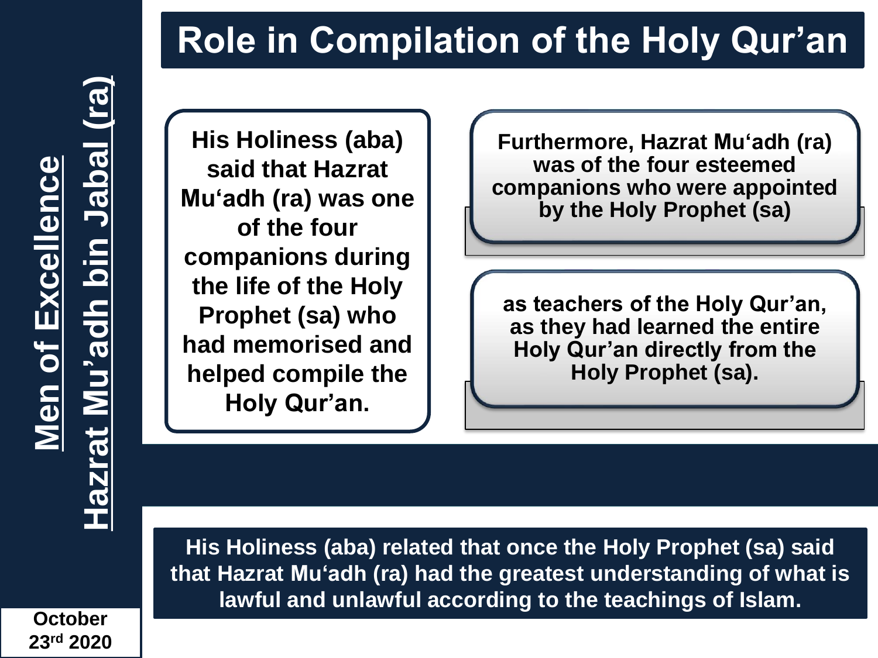# Role in Compilation of the Holy Qur'an

**His Holiness (aba) said that Hazrat Mu'adh (ra) was one of the four companions during the life of the Holy Prophet (sa) who had memorised and helped compile the Holy Qur'an.**

**Furthermore, Hazrat Mu'adh (ra) was of the four esteemed companions who were appointed by the Holy Prophet (sa)**

**as teachers of the Holy Qur'an, as they had learned the entire Holy Qur'an directly from the Holy Prophet (sa).**

**His Holiness (aba) related that once the Holy Prophet (sa) said that Hazrat Mu'adh (ra) had the greatest understanding of what is lawful and unlawful according to the teachings of Islam.**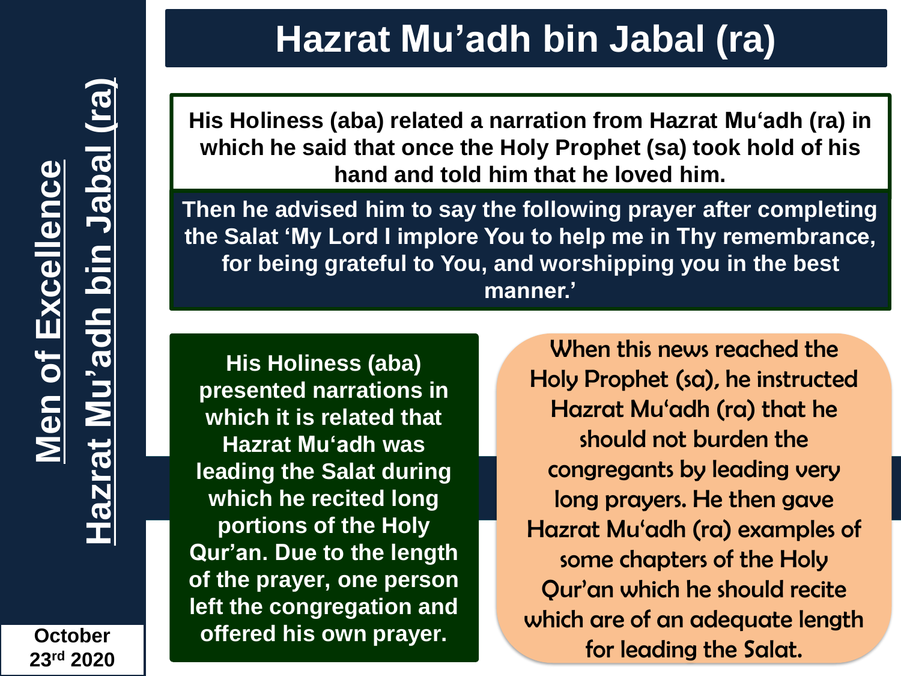# Hazrat Mu'adh bin Jabal (ra)

**Men of Excellence**

**Hazrat Mu'adh bin Jabal (ra)**

**October 23rd 2020**

**His Holiness (aba) related a narration from Hazrat Mu'adh (ra) in which he said that once the Holy Prophet (sa) took hold of his hand and told him that he loved him.**

**Then he advised him to say the following prayer after completing the Salat 'My Lord I implore You to help me in Thy remembrance, for being grateful to You, and worshipping you in the best manner.'**

**His Holiness (aba) presented narrations in which it is related that Hazrat Mu'adh was leading the Salat during which he recited long portions of the Holy Qur'an. Due to the length of the prayer, one person left the congregation and offered his own prayer.**

When this news reached the Holy Prophet (sa), he instructed Hazrat Mu'adh (ra) that he should not burden the congregants by leading very long prayers. He then gave Hazrat Mu'adh (ra) examples of some chapters of the Holy Qur'an which he should recite which are of an adequate length for leading the Salat.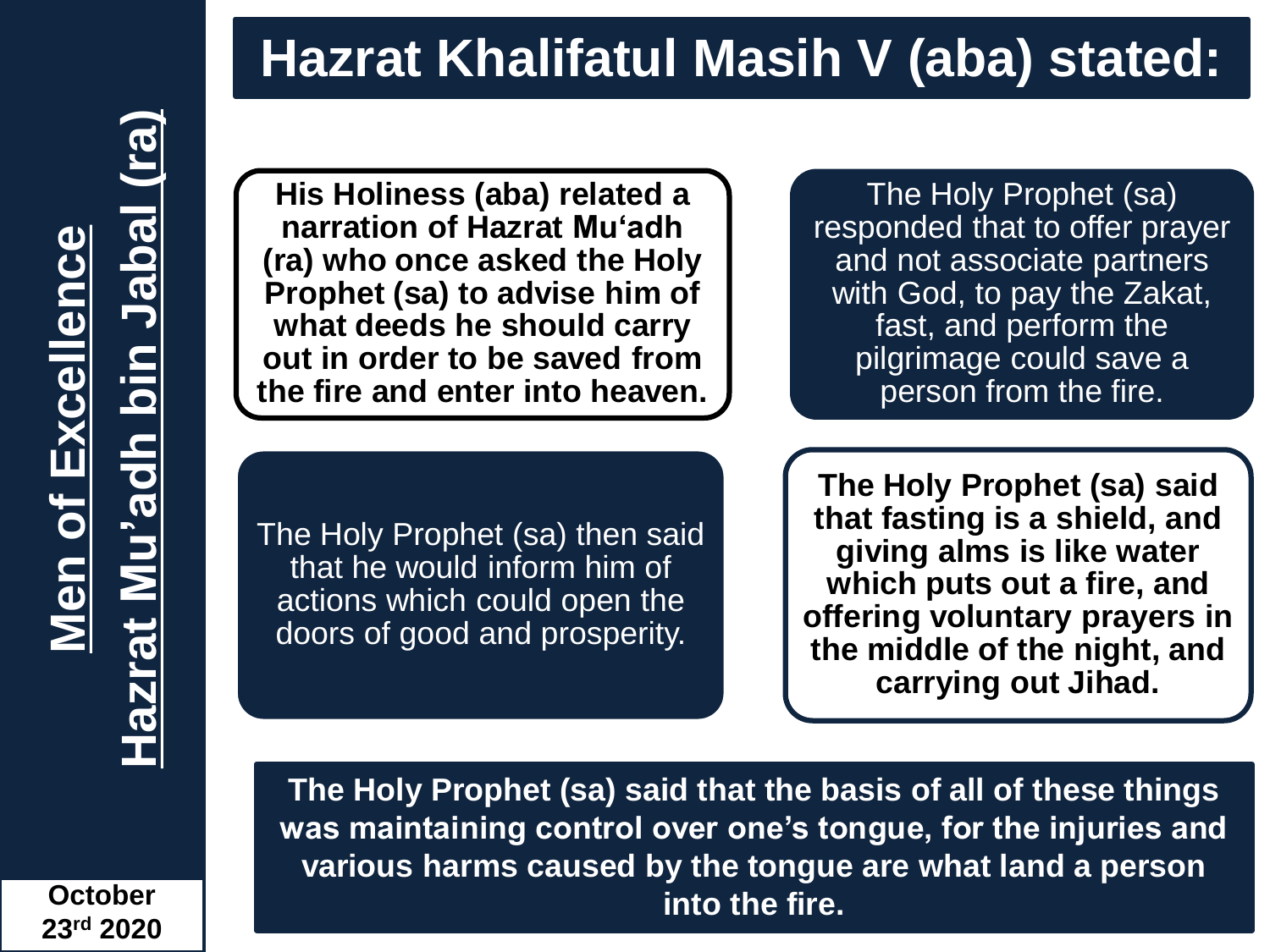# Hazrat Khalifatul Masih V (aba) stated:

**Men of Excellence**

**Hazrat Mu'adh bin Jabal (ra)**

**His Holiness (aba) related a narration of Hazrat Mu'adh (ra) who once asked the Holy Prophet (sa) to advise him of what deeds he should carry out in order to be saved from the fire and enter into heaven.**

The Holy Prophet (sa) responded that to offer prayer and not associate partners with God, to pay the Zakat, fast, and perform the pilgrimage could save a person from the fire.

The Holy Prophet (sa) then said that he would inform him of actions which could open the doors of good and prosperity.

**The Holy Prophet (sa) said that fasting is a shield, and giving alms is like water which puts out a fire, and offering voluntary prayers in the middle of the night, and carrying out Jihad.**

**The Holy Prophet (sa) said that the basis of all of these things was maintaining control over one's tongue, for the injuries and various harms caused by the tongue are what land a person into the fire.**

**October 23rd 2020**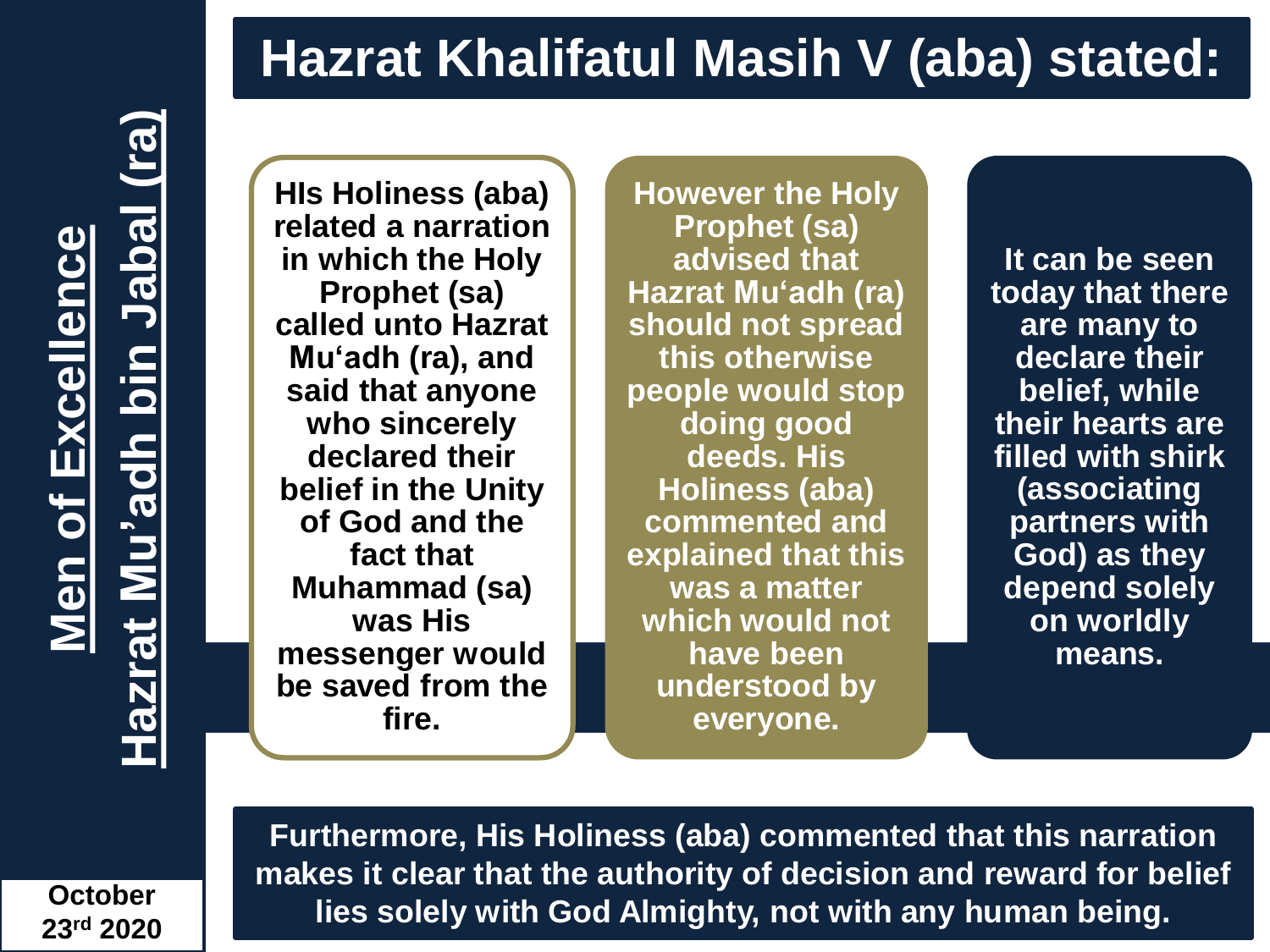# Hazrat Khalifatul Masih V (aba) stated:

**Men of Excellence**

**Hazrat Mu'adh bin Jabal (ra)**

**HIs Holiness (aba) related a narration in which the Holy Prophet (sa) called unto Hazrat Mu'adh (ra), and said that anyone who sincerely declared their belief in the Unity of God and the fact that Muhammad (sa) was His messenger would be saved from the fire.**

**However the Holy Prophet (sa) advised that Hazrat Mu'adh (ra) should not spread this otherwise people would stop doing good deeds. His Holiness (aba) commented and explained that this was a matter which would not have been understood by everyone.**

**It can be seen today that there are many to declare their belief, while their hearts are filled with shirk (associating partners with God) as they depend solely on worldly means.**

**Furthermore, His Holiness (aba) commented that this narration makes it clear that the authority of decision and reward for belief lies solely with God Almighty, not with any human being.**

**October 23rd 2020**